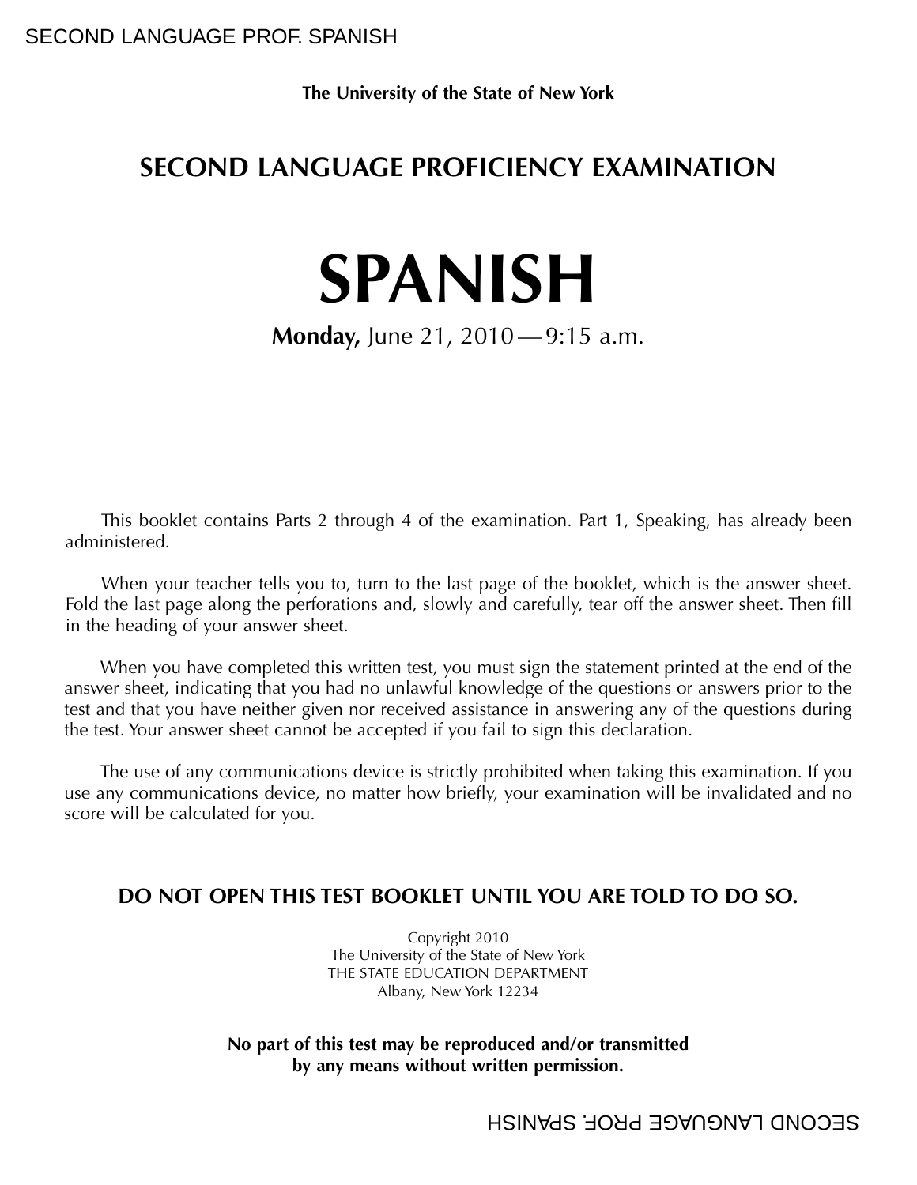The University of the State of New York

# SECOND LANGUAGE PROFICIENCY EXAMINATION

# SPANISH

**Monday,** June 21, 2010 — 9:15 a.m.

This booklet contains Parts 2 through 4 of the examination. Part 1, Speaking, has already been administered.

When your teacher tells you to, turn to the last page of the booklet, which is the answer sheet. Fold the last page along the perforations and, slowly and carefully, tear off the answer sheet. Then fill in the heading of your answer sheet.

When you have completed this written test, you must sign the statement printed at the end of the answer sheet, indicating that you had no unlawful knowledge of the questions or answers prior to the test and that you have neither given nor received assistance in answering any of the questions during the test. Your answer sheet cannot be accepted if you fail to sign this declaration.

The use of any communications device is strictly prohibited when taking this examination. If you use any communications device, no matter how briefly, your examination will be invalidated and no score will be calculated for you.

**DO NOT OPEN THIS TEST BOOKLET UNTIL YOU ARE TOLD TO DO SO.**

Copyright 2010
The University of the State of New York
THE STATE EDUCATION DEPARTMENT
Albany, New York 12234

**No part of this test may be reproduced and/or transmitted by any means without written permission.**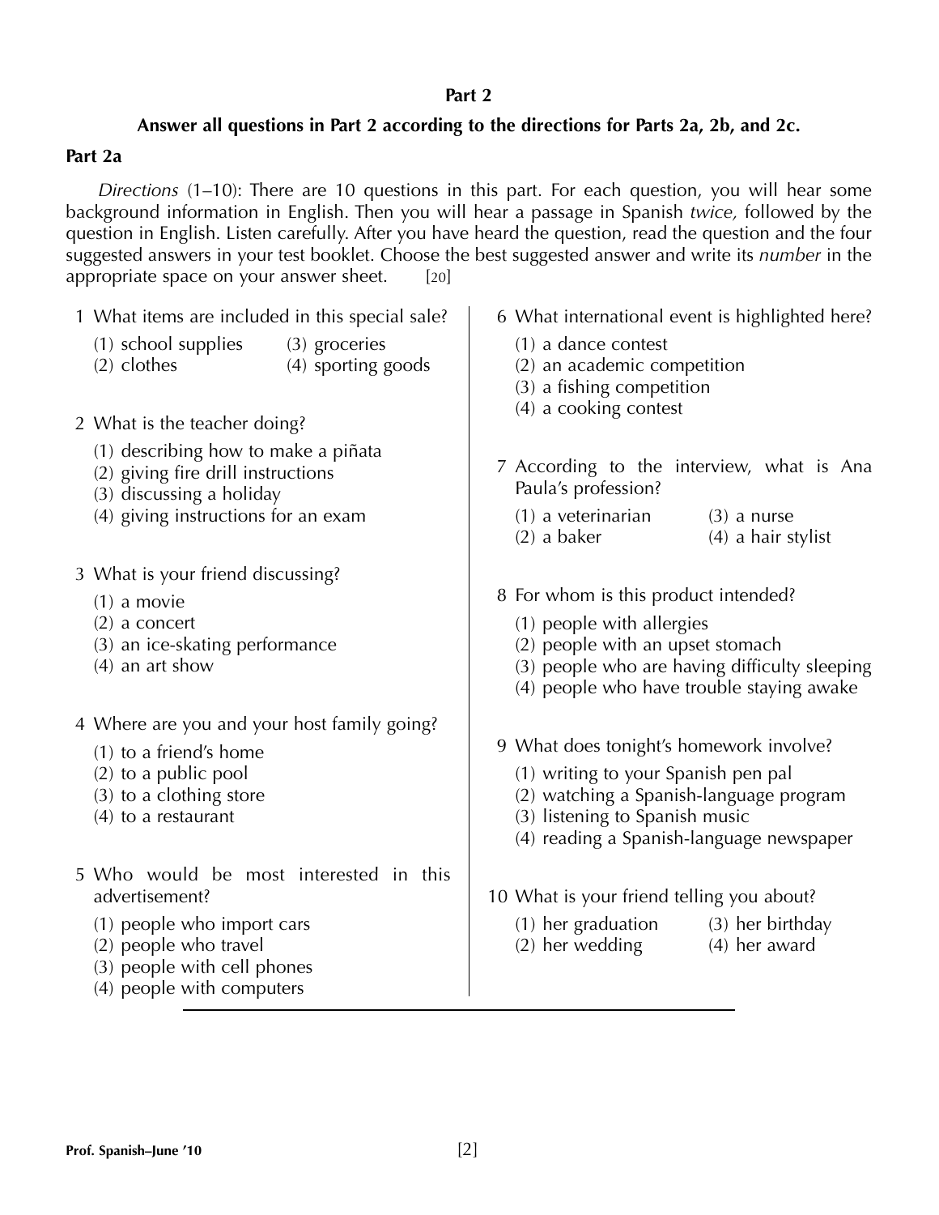## Part 2

**Answer all questions in Part 2 according to the directions for Parts 2a, 2b, and 2c.**

### Part 2a

*Directions* (1–10): There are 10 questions in this part. For each question, you will hear some background information in English. Then you will hear a passage in Spanish *twice,* followed by the question in English. Listen carefully. After you have heard the question, read the question and the four suggested answers in your test booklet. Choose the best suggested answer and write its *number* in the appropriate space on your answer sheet. [20]

1 What items are included in this special sale?

(1) school supplies
(2) clothes
(3) groceries
(4) sporting goods

2 What is the teacher doing?

(1) describing how to make a piñata
(2) giving fire drill instructions
(3) discussing a holiday
(4) giving instructions for an exam

3 What is your friend discussing?

(1) a movie
(2) a concert
(3) an ice-skating performance
(4) an art show

4 Where are you and your host family going?

(1) to a friend's home
(2) to a public pool
(3) to a clothing store
(4) to a restaurant

5 Who would be most interested in this advertisement?

(1) people who import cars
(2) people who travel
(3) people with cell phones
(4) people with computers

6 What international event is highlighted here?

(1) a dance contest
(2) an academic competition
(3) a fishing competition
(4) a cooking contest

7 According to the interview, what is Ana Paula's profession?

(1) a veterinarian
(2) a baker
(3) a nurse
(4) a hair stylist

8 For whom is this product intended?

(1) people with allergies
(2) people with an upset stomach
(3) people who are having difficulty sleeping
(4) people who have trouble staying awake

9 What does tonight's homework involve?

(1) writing to your Spanish pen pal
(2) watching a Spanish-language program
(3) listening to Spanish music
(4) reading a Spanish-language newspaper

10 What is your friend telling you about?

(1) her graduation
(2) her wedding
(3) her birthday
(4) her award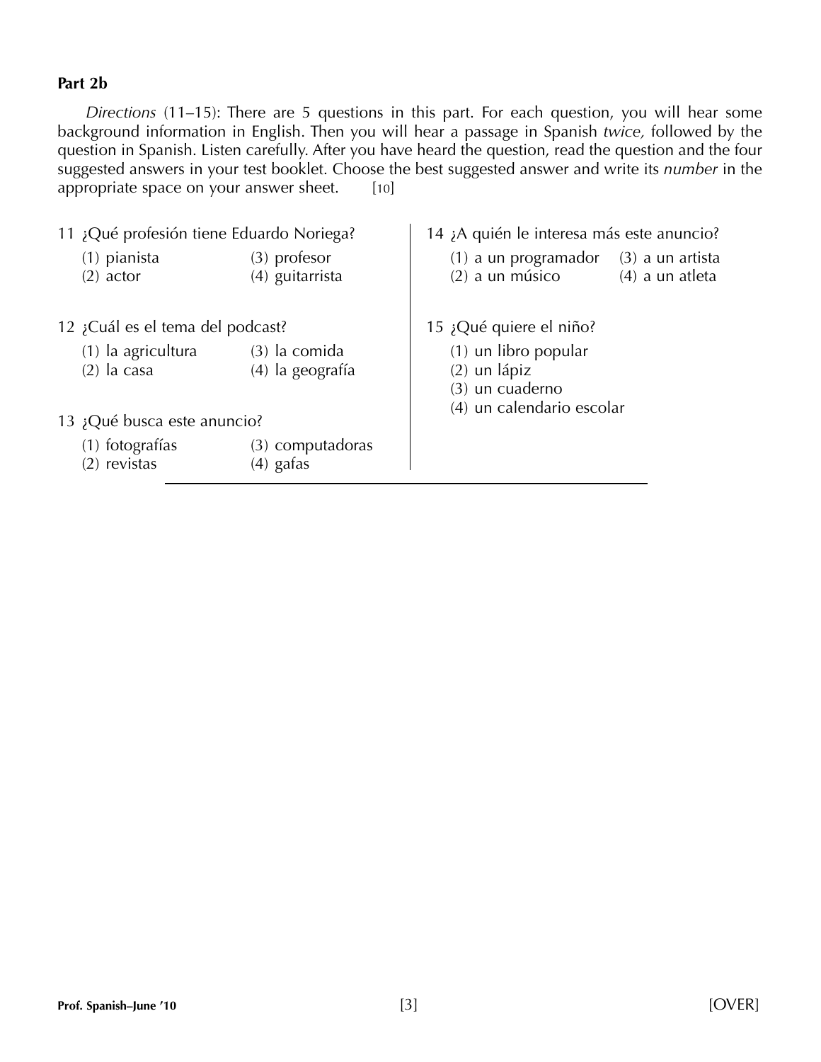## Part 2b

*Directions* (11–15): There are 5 questions in this part. For each question, you will hear some background information in English. Then you will hear a passage in Spanish *twice,* followed by the question in Spanish. Listen carefully. After you have heard the question, read the question and the four suggested answers in your test booklet. Choose the best suggested answer and write its *number* in the appropriate space on your answer sheet. [10]

11 ¿Qué profesión tiene Eduardo Noriega?

(1) pianista
(2) actor
(3) profesor
(4) guitarrista

12 ¿Cuál es el tema del podcast?

(1) la agricultura
(2) la casa
(3) la comida
(4) la geografía

13 ¿Qué busca este anuncio?

(1) fotografías
(2) revistas
(3) computadoras
(4) gafas

14 ¿A quién le interesa más este anuncio?

(1) a un programador
(2) a un músico
(3) a un artista
(4) a un atleta

15 ¿Qué quiere el niño?

(1) un libro popular
(2) un lápiz
(3) un cuaderno
(4) un calendario escolar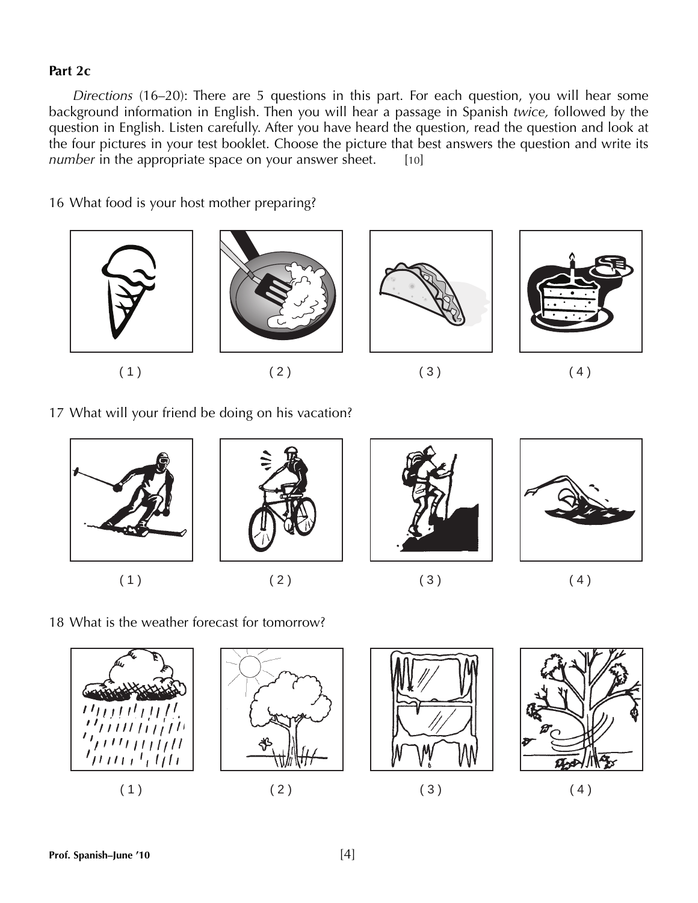**Part 2c**

*Directions* (16–20): There are 5 questions in this part. For each question, you will hear some background information in English. Then you will hear a passage in Spanish *twice,* followed by the question in English. Listen carefully. After you have heard the question, read the question and look at the four pictures in your test booklet. Choose the picture that best answers the question and write its *number* in the appropriate space on your answer sheet. [10]

16 What food is your host mother preparing?

( 1 ) ( 2 ) ( 3 ) ( 4 )

17 What will your friend be doing on his vacation?

( 1 ) ( 2 ) ( 3 ) ( 4 )

18 What is the weather forecast for tomorrow?

( 1 ) ( 2 ) ( 3 ) ( 4 )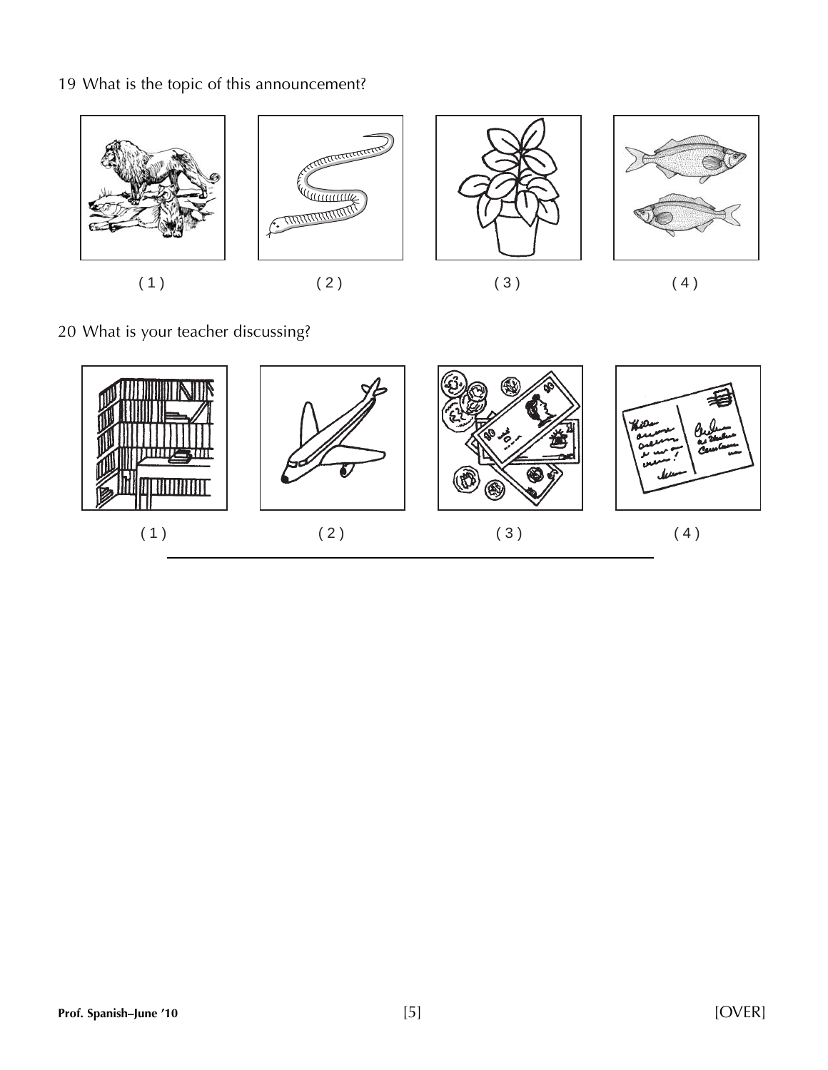19 What is the topic of this announcement?

( 1 ) ( 2 ) ( 3 ) ( 4 )

20 What is your teacher discussing?

( 1 ) ( 2 ) ( 3 ) ( 4 )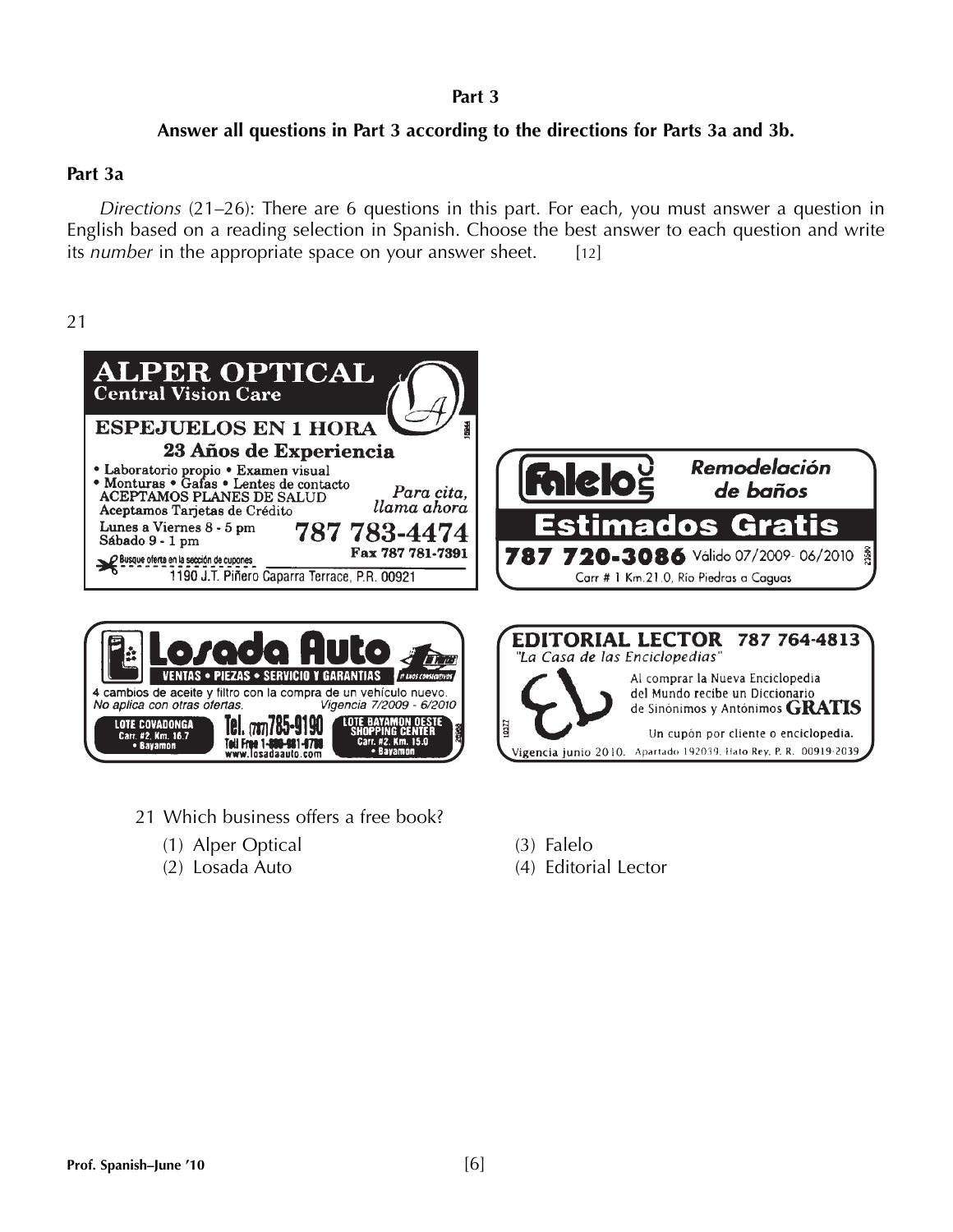**Part 3**

**Answer all questions in Part 3 according to the directions for Parts 3a and 3b.**

**Part 3a**

*Directions* (21–26): There are 6 questions in this part. For each, you must answer a question in English based on a reading selection in Spanish. Choose the best answer to each question and write its *number* in the appropriate space on your answer sheet. [12]

21

**ALPER OPTICAL**
**Central Vision Care**

**ESPEJUELOS EN 1 HORA**

**23 Años de Experiencia**

- Laboratorio propio • Examen visual
- Monturas • Gafas • Lentes de contacto

ACEPTAMOS PLANES DE SALUD

Aceptamos Tarjetas de Crédito

Lunes a Viernes 8 - 5 pm
Sábado 9 - 1 pm

*Para cita, llama ahora*

787 783-4474

Fax 787 781-7391

Busque oferta en la sección de cupones

1190 J.T. Piñero Caparra Terrace, P.R. 00921

---

**Falelo inc**

*Remodelación de baños*

**Estimados Gratis**

**787 720-3086** Válido 07/2009- 06/2010

Carr # 1 Km.21.0, Río Piedras a Caguas

---

**Losada Auto**

VENTAS • PIEZAS • SERVICIO Y GARANTIAS

4 cambios de aceite y filtro con la compra de un vehículo nuevo.
*No aplica con otras ofertas.* *Vigencia 7/2009 - 6/2010*

LOTE COVADONGA
Carr. #2, Km. 16.7
• Bayamon

Tel. (787)785-9190
Toll Free 1-888-881-8788
www.losadaauto.com

LOTE BAYAMON OESTE
SHOPPING CENTER
Carr. #2, Km. 15.0
• Bayamon

---

**EDITORIAL LECTOR** 787 764-4813

*"La Casa de las Enciclopedias"*

Al comprar la Nueva Enciclopedia del Mundo recibe un Diccionario de Sinónimos y Antónimos **GRATIS**

Un cupón por cliente o enciclopedia.

Vigencia junio 2010. Apartado 192039, Hato Rey, P. R. 00919-2039

---

21 Which business offers a free book?

(1) Alper Optical
(2) Losada Auto
(3) Falelo
(4) Editorial Lector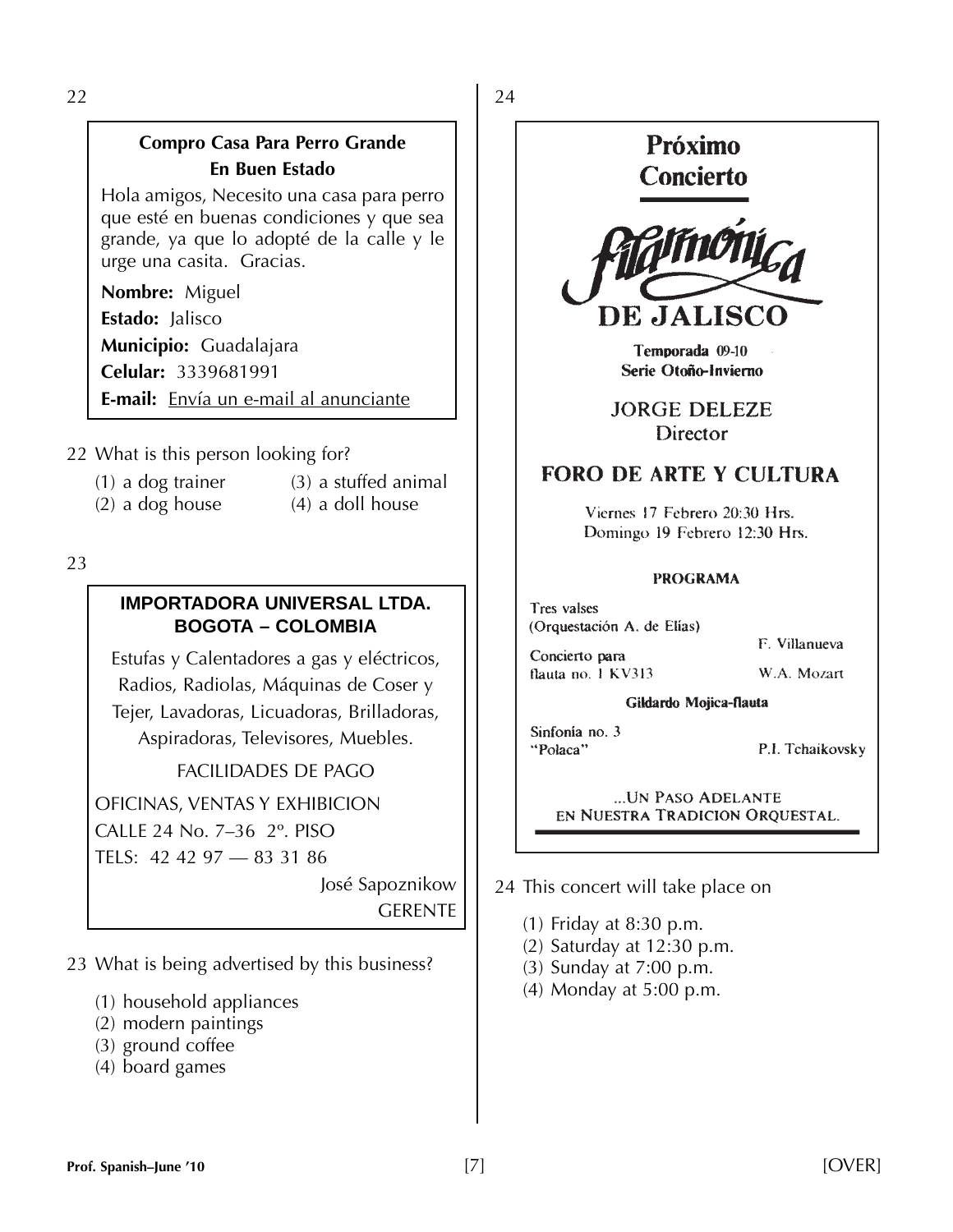22

**Compro Casa Para Perro Grande**
**En Buen Estado**

Hola amigos, Necesito una casa para perro que esté en buenas condiciones y que sea grande, ya que lo adopté de la calle y le urge una casita. Gracias.

**Nombre:** Miguel
**Estado:** Jalisco
**Municipio:** Guadalajara
**Celular:** 3339681991
**E-mail:** Envía un e-mail al anunciante

22 What is this person looking for?

(1) a dog trainer
(2) a dog house
(3) a stuffed animal
(4) a doll house

23

**IMPORTADORA UNIVERSAL LTDA.**
**BOGOTA – COLOMBIA**

Estufas y Calentadores a gas y eléctricos, Radios, Radiolas, Máquinas de Coser y Tejer, Lavadoras, Licuadoras, Brilladoras, Aspiradoras, Televisores, Muebles.

FACILIDADES DE PAGO

OFICINAS, VENTAS Y EXHIBICION
CALLE 24 No. 7–36 2º. PISO
TELS: 42 42 97 — 83 31 86

José Sapoznikow
GERENTE

23 What is being advertised by this business?

(1) household appliances
(2) modern paintings
(3) ground coffee
(4) board games

24

**Próximo Concierto**

**Filarmónica DE JALISCO**

**Temporada 09-10**
**Serie Otoño-Invierno**

JORGE DELEZE
Director

**FORO DE ARTE Y CULTURA**

Viernes 17 Febrero 20:30 Hrs.
Domingo 19 Febrero 12:30 Hrs.

**PROGRAMA**

Tres valses
(Orquestación A. de Elías) — F. Villanueva

Concierto para flauta no. 1 KV313 — W.A. Mozart

**Gildardo Mojica-flauta**

Sinfonía no. 3 "Polaca" — P.I. Tchaikovsky

...UN PASO ADELANTE EN NUESTRA TRADICION ORQUESTAL.

24 This concert will take place on

(1) Friday at 8:30 p.m.
(2) Saturday at 12:30 p.m.
(3) Sunday at 7:00 p.m.
(4) Monday at 5:00 p.m.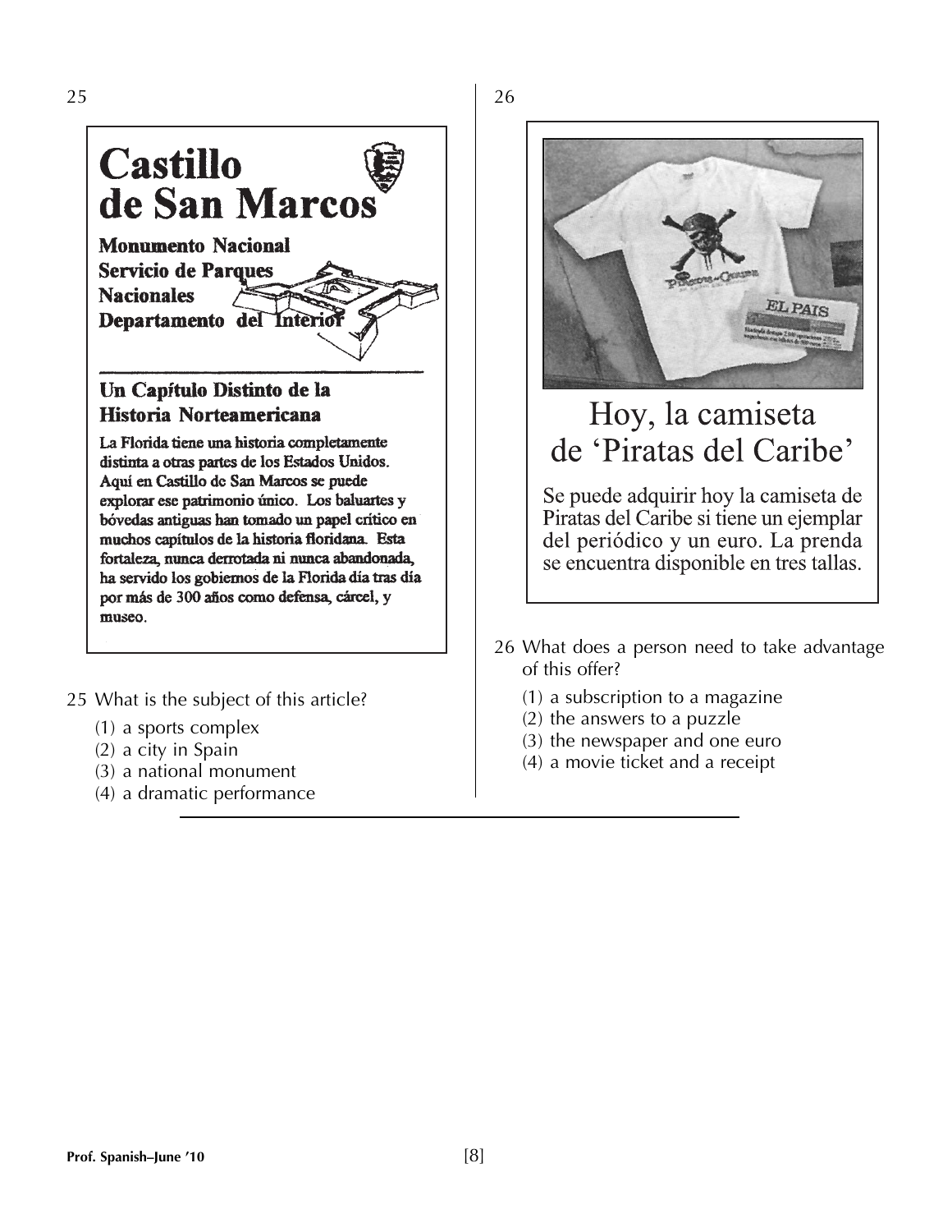25

# Castillo de San Marcos

**Monumento Nacional**
**Servicio de Parques Nacionales**
**Departamento del Interior**

## Un Capítulo Distinto de la Historia Norteamericana

La Florida tiene una historia completamente distinta a otras partes de los Estados Unidos. Aquí en Castillo de San Marcos se puede explorar ese patrimonio único. Los baluartes y bóvedas antiguas han tomado un papel crítico en muchos capítulos de la historia floridana. Esta fortaleza, nunca derrotada ni nunca abandonada, ha servido los gobiernos de la Florida día tras día por más de 300 años como defensa, cárcel, y museo.

25 What is the subject of this article?

(1) a sports complex
(2) a city in Spain
(3) a national monument
(4) a dramatic performance

26

# Hoy, la camiseta de 'Piratas del Caribe'

Se puede adquirir hoy la camiseta de Piratas del Caribe si tiene un ejemplar del periódico y un euro. La prenda se encuentra disponible en tres tallas.

26 What does a person need to take advantage of this offer?

(1) a subscription to a magazine
(2) the answers to a puzzle
(3) the newspaper and one euro
(4) a movie ticket and a receipt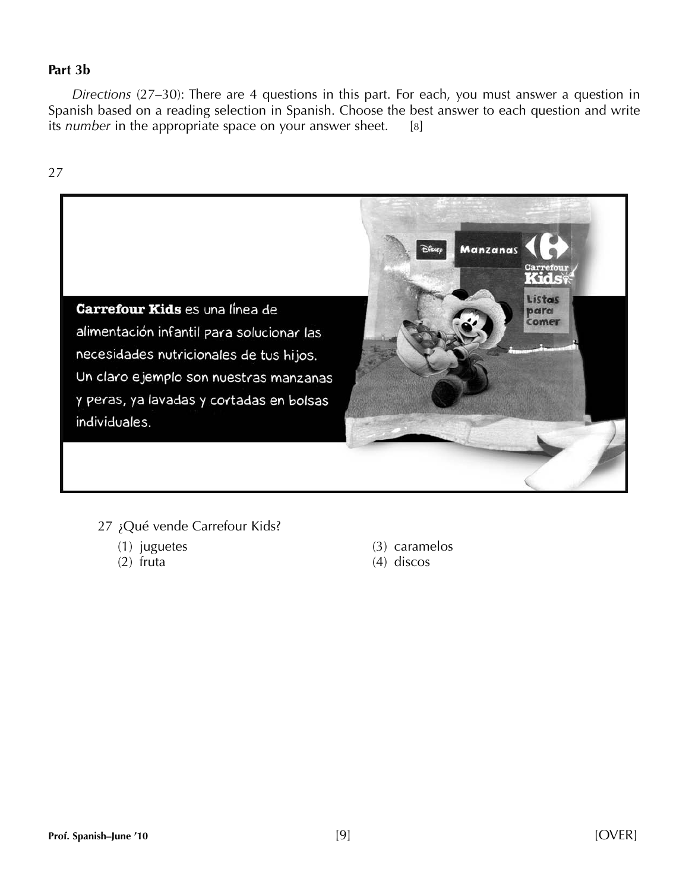**Part 3b**

*Directions* (27–30): There are 4 questions in this part. For each, you must answer a question in Spanish based on a reading selection in Spanish. Choose the best answer to each question and write its *number* in the appropriate space on your answer sheet. [8]

27

**Carrefour Kids** es una línea de alimentación infantil para solucionar las necesidades nutricionales de tus hijos. Un claro ejemplo son nuestras manzanas y peras, ya lavadas y cortadas en bolsas individuales.

Disney Manzanas Carrefour Kids Listas para comer

27 ¿Qué vende Carrefour Kids?

(1) juguetes
(2) fruta
(3) caramelos
(4) discos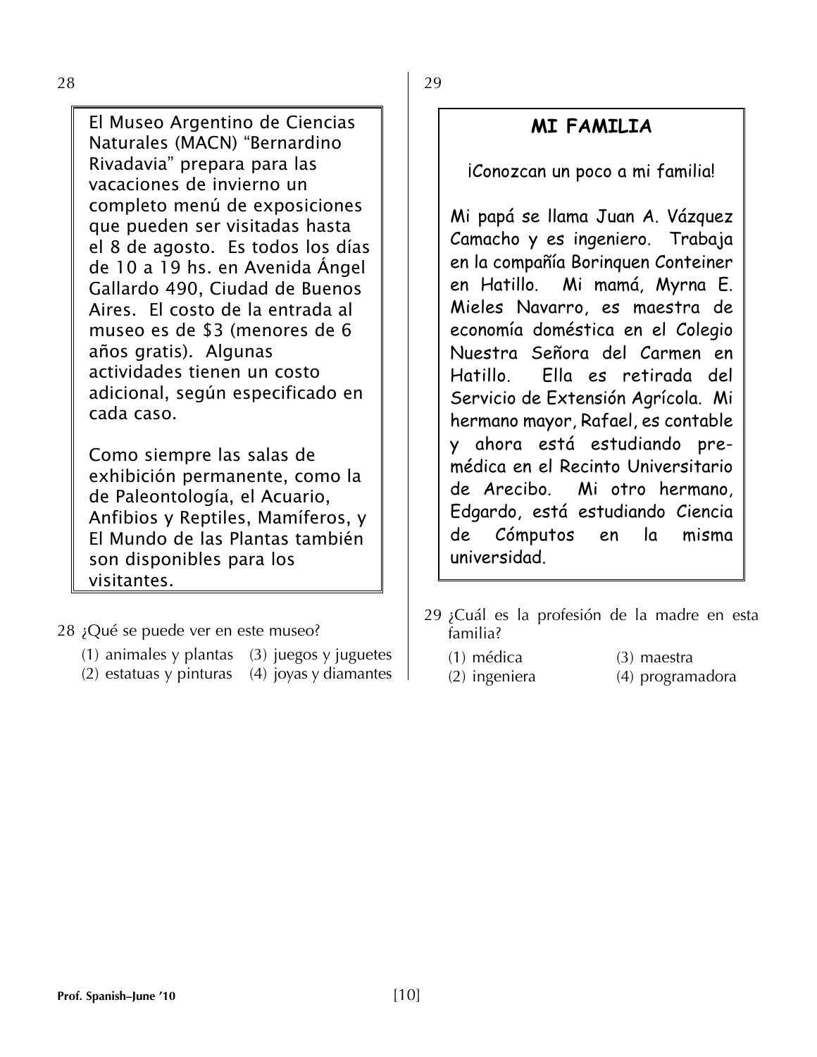28

El Museo Argentino de Ciencias Naturales (MACN) "Bernardino Rivadavia" prepara para las vacaciones de invierno un completo menú de exposiciones que pueden ser visitadas hasta el 8 de agosto. Es todos los días de 10 a 19 hs. en Avenida Ángel Gallardo 490, Ciudad de Buenos Aires. El costo de la entrada al museo es de $3 (menores de 6 años gratis). Algunas actividades tienen un costo adicional, según especificado en cada caso.

Como siempre las salas de exhibición permanente, como la de Paleontología, el Acuario, Anfibios y Reptiles, Mamíferos, y El Mundo de las Plantas también son disponibles para los visitantes.

28 ¿Qué se puede ver en este museo?

(1) animales y plantas
(2) estatuas y pinturas
(3) juegos y juguetes
(4) joyas y diamantes

29

## MI FAMILIA

¡Conozcan un poco a mi familia!

Mi papá se llama Juan A. Vázquez Camacho y es ingeniero. Trabaja en la compañía Borinquen Conteiner en Hatillo. Mi mamá, Myrna E. Mieles Navarro, es maestra de economía doméstica en el Colegio Nuestra Señora del Carmen en Hatillo. Ella es retirada del Servicio de Extensión Agrícola. Mi hermano mayor, Rafael, es contable y ahora está estudiando pre-médica en el Recinto Universitario de Arecibo. Mi otro hermano, Edgardo, está estudiando Ciencia de Cómputos en la misma universidad.

29 ¿Cuál es la profesión de la madre en esta familia?

(1) médica
(2) ingeniera
(3) maestra
(4) programadora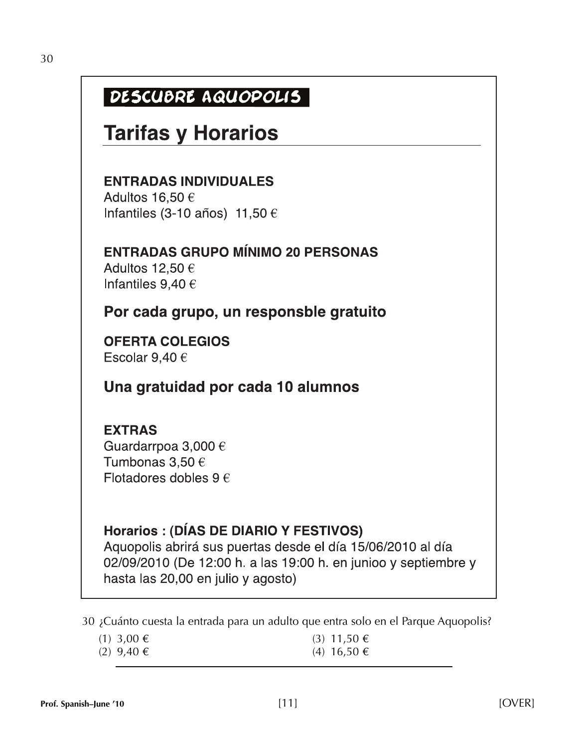30

## DESCUBRE AQUOPOLIS

# Tarifas y Horarios

**ENTRADAS INDIVIDUALES**
Adultos 16,50 €
Infantiles (3-10 años) 11,50 €

**ENTRADAS GRUPO MÍNIMO 20 PERSONAS**
Adultos 12,50 €
Infantiles 9,40 €

**Por cada grupo, un responsble gratuito**

**OFERTA COLEGIOS**
Escolar 9,40 €

**Una gratuidad por cada 10 alumnos**

**EXTRAS**
Guardarrpoa 3,000 €
Tumbonas 3,50 €
Flotadores dobles 9 €

**Horarios : (DÍAS DE DIARIO Y FESTIVOS)**
Aquopolis abrirá sus puertas desde el día 15/06/2010 al día 02/09/2010 (De 12:00 h. a las 19:00 h. en junioo y septiembre y hasta las 20,00 en julio y agosto)

30 ¿Cuánto cuesta la entrada para un adulto que entra solo en el Parque Aquopolis?

(1) 3,00 €
(2) 9,40 €
(3) 11,50 €
(4) 16,50 €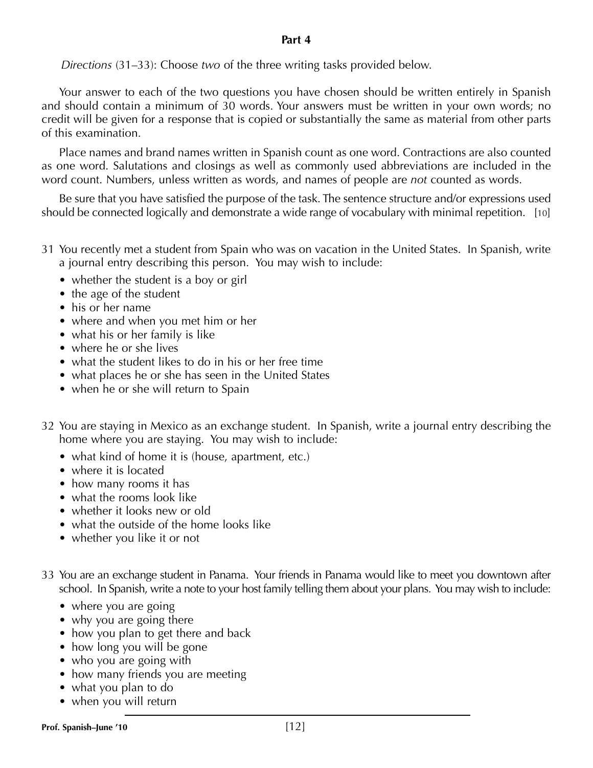## Part 4

*Directions* (31–33): Choose *two* of the three writing tasks provided below.

Your answer to each of the two questions you have chosen should be written entirely in Spanish and should contain a minimum of 30 words. Your answers must be written in your own words; no credit will be given for a response that is copied or substantially the same as material from other parts of this examination.

Place names and brand names written in Spanish count as one word. Contractions are also counted as one word. Salutations and closings as well as commonly used abbreviations are included in the word count. Numbers, unless written as words, and names of people are *not* counted as words.

Be sure that you have satisfied the purpose of the task. The sentence structure and/or expressions used should be connected logically and demonstrate a wide range of vocabulary with minimal repetition. [10]

31 You recently met a student from Spain who was on vacation in the United States. In Spanish, write a journal entry describing this person. You may wish to include:

- whether the student is a boy or girl
- the age of the student
- his or her name
- where and when you met him or her
- what his or her family is like
- where he or she lives
- what the student likes to do in his or her free time
- what places he or she has seen in the United States
- when he or she will return to Spain

32 You are staying in Mexico as an exchange student. In Spanish, write a journal entry describing the home where you are staying. You may wish to include:

- what kind of home it is (house, apartment, etc.)
- where it is located
- how many rooms it has
- what the rooms look like
- whether it looks new or old
- what the outside of the home looks like
- whether you like it or not

33 You are an exchange student in Panama. Your friends in Panama would like to meet you downtown after school. In Spanish, write a note to your host family telling them about your plans. You may wish to include:

- where you are going
- why you are going there
- how you plan to get there and back
- how long you will be gone
- who you are going with
- how many friends you are meeting
- what you plan to do
- when you will return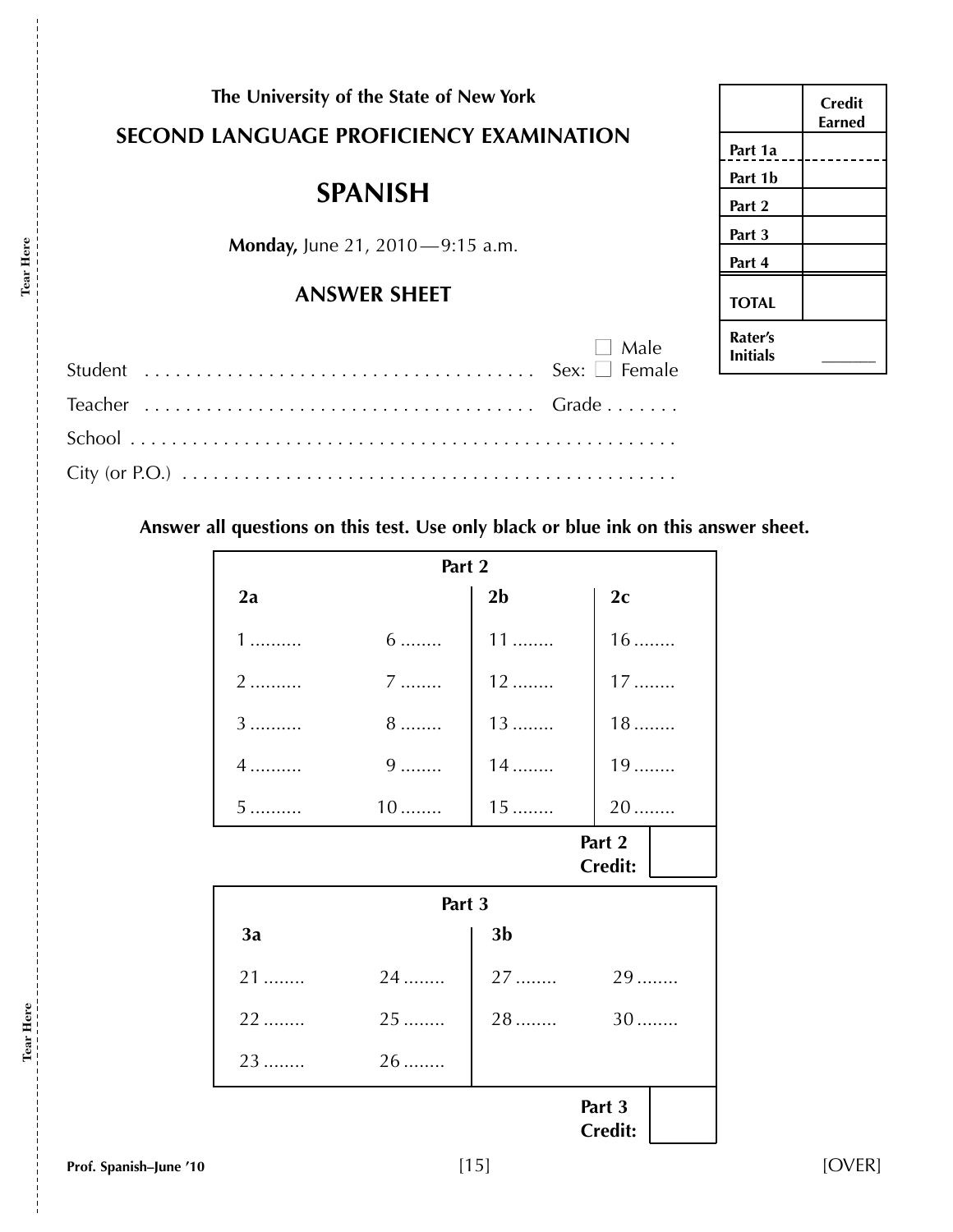The University of the State of New York

**SECOND LANGUAGE PROFICIENCY EXAMINATION**

# SPANISH

**Monday,** June 21, 2010 — 9:15 a.m.

## ANSWER SHEET

| | Credit Earned |
|---|---|
| Part 1a | |
| Part 1b | |
| Part 2 | |
| Part 3 | |
| Part 4 | |
| **TOTAL** | |
| Rater's Initials | ______ |

Student . . . . . . . . . . . . . . . . . . . . . . . . . . . . . . . . . . . . Sex: ☐ Male ☐ Female

Teacher . . . . . . . . . . . . . . . . . . . . . . . . . . . . . . . . . . . . Grade . . . . . . .

School . . . . . . . . . . . . . . . . . . . . . . . . . . . . . . . . . . . . . . . . . . . . . . . . . . . .

City (or P.O.) . . . . . . . . . . . . . . . . . . . . . . . . . . . . . . . . . . . . . . . . . . . . . .

**Answer all questions on this test. Use only black or blue ink on this answer sheet.**

**Part 2**

| 2a | | 2b | 2c |
|---|---|---|---|
| 1 .......... | 6 ........ | 11 ........ | 16 ........ |
| 2 .......... | 7 ........ | 12 ........ | 17 ........ |
| 3 .......... | 8 ........ | 13 ........ | 18 ........ |
| 4 .......... | 9 ........ | 14 ........ | 19 ........ |
| 5 .......... | 10 ........ | 15 ........ | 20 ........ |

**Part 2 Credit:** ______

**Part 3**

| 3a | | 3b | |
|---|---|---|---|
| 21 ........ | 24 ........ | 27 ........ | 29 ........ |
| 22 ........ | 25 ........ | 28 ........ | 30 ........ |
| 23 ........ | 26 ........ | | |

**Part 3 Credit:** ______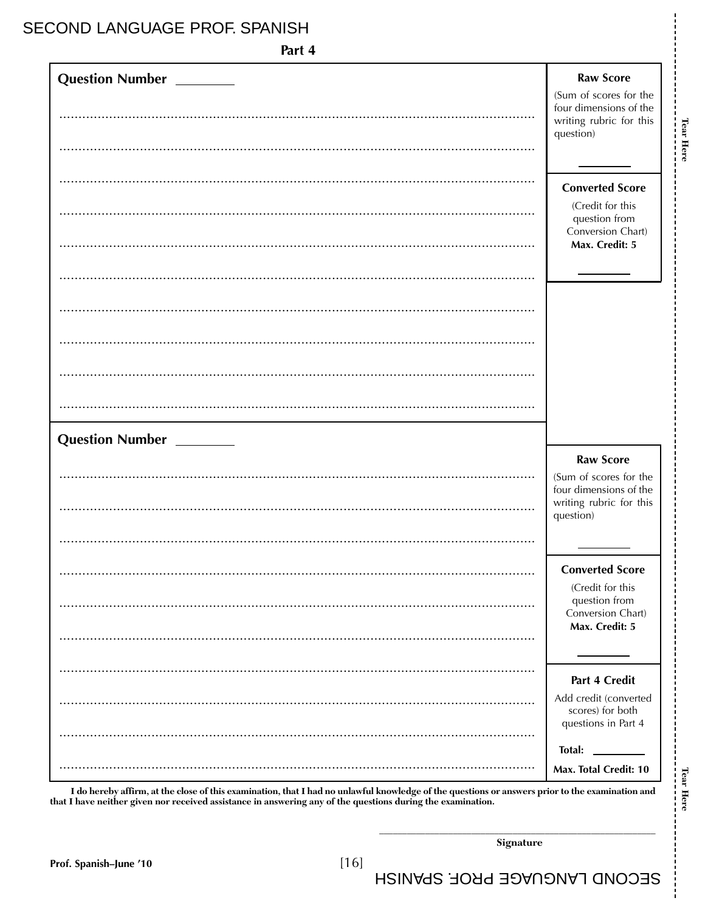## Part 4

**Question Number** ________

..........................................................................................................................................

..........................................................................................................................................

..........................................................................................................................................

..........................................................................................................................................

..........................................................................................................................................

..........................................................................................................................................

..........................................................................................................................................

..........................................................................................................................................

..........................................................................................................................................

..........................................................................................................................................

**Raw Score**
(Sum of scores for the four dimensions of the writing rubric for this question)

________

**Converted Score**
(Credit for this question from Conversion Chart)
**Max. Credit: 5**

________

**Question Number** ________

..........................................................................................................................................

..........................................................................................................................................

..........................................................................................................................................

..........................................................................................................................................

..........................................................................................................................................

..........................................................................................................................................

..........................................................................................................................................

..........................................................................................................................................

..........................................................................................................................................

..........................................................................................................................................

**Raw Score**
(Sum of scores for the four dimensions of the writing rubric for this question)

________

**Converted Score**
(Credit for this question from Conversion Chart)
**Max. Credit: 5**

________

**Part 4 Credit**
Add credit (converted scores) for both questions in Part 4

**Total:** ________

**Max. Total Credit: 10**

Tear Here

Tear Here

**I do hereby affirm, at the close of this examination, that I had no unlawful knowledge of the questions or answers prior to the examination and that I have neither given nor received assistance in answering any of the questions during the examination.**

____________________________________________
**Signature**